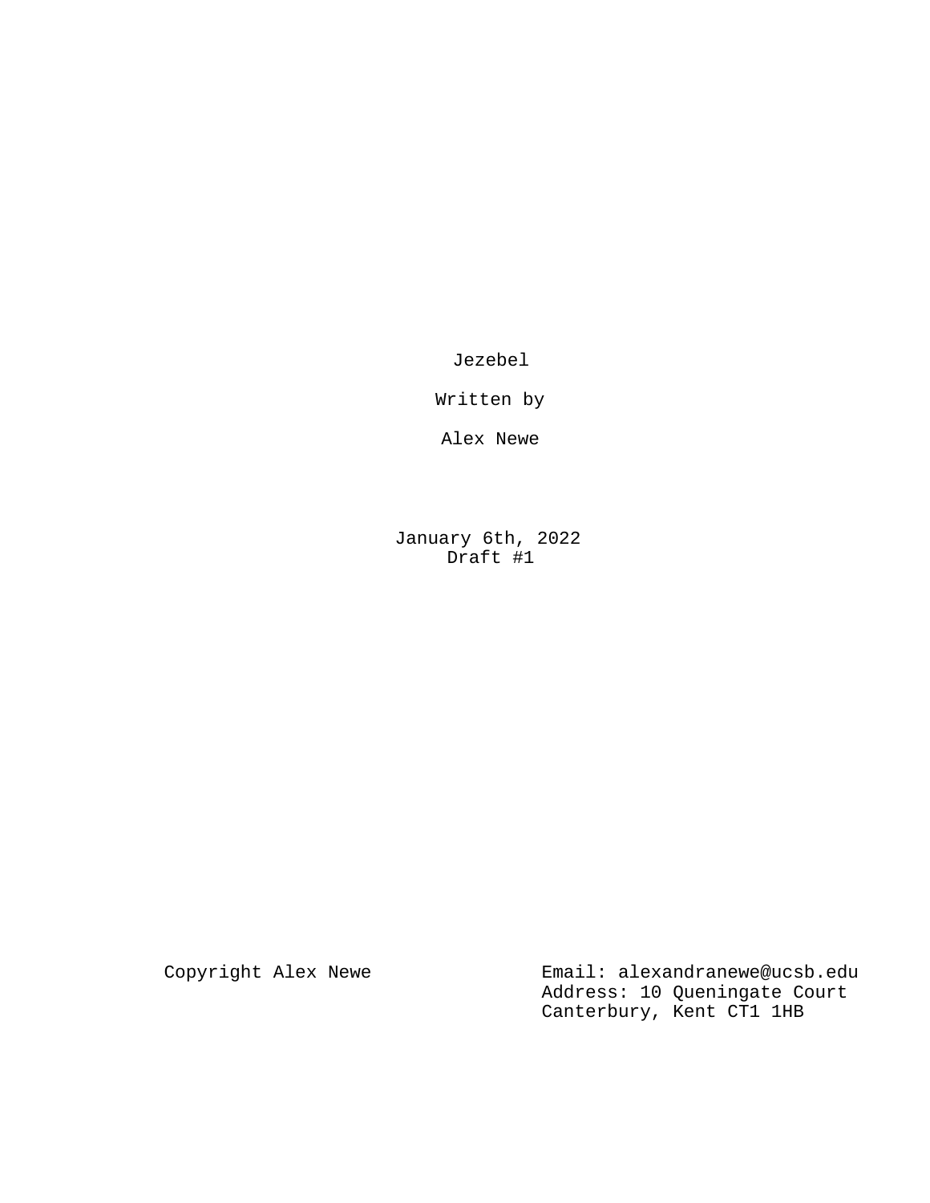Jezebel

Written by

Alex Newe

January 6th, 2022
Draft #1

Copyright Alex Newe

Email: alexandranewe@ucsb.edu
Address: 10 Queningate Court
Canterbury, Kent CT1 1HB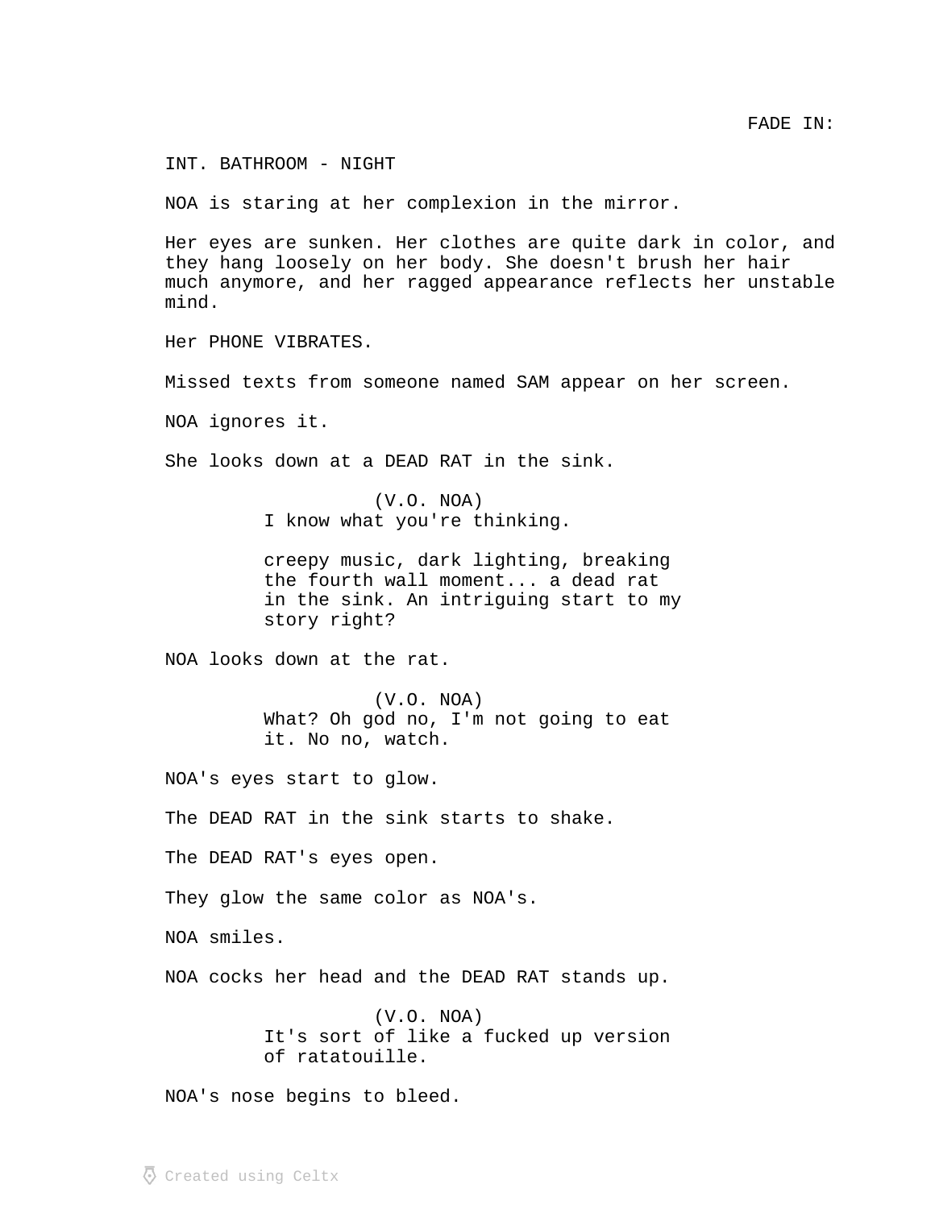FADE IN:

INT. BATHROOM - NIGHT

NOA is staring at her complexion in the mirror.

Her eyes are sunken. Her clothes are quite dark in color, and they hang loosely on her body. She doesn't brush her hair much anymore, and her ragged appearance reflects her unstable mind.

Her PHONE VIBRATES.

Missed texts from someone named SAM appear on her screen.

NOA ignores it.

She looks down at a DEAD RAT in the sink.

(V.O. NOA)
I know what you're thinking.

creepy music, dark lighting, breaking the fourth wall moment... a dead rat in the sink. An intriguing start to my story right?

NOA looks down at the rat.

(V.O. NOA)
What? Oh god no, I'm not going to eat it. No no, watch.

NOA's eyes start to glow.

The DEAD RAT in the sink starts to shake.

The DEAD RAT's eyes open.

They glow the same color as NOA's.

NOA smiles.

NOA cocks her head and the DEAD RAT stands up.

(V.O. NOA)
It's sort of like a fucked up version of ratatouille.

NOA's nose begins to bleed.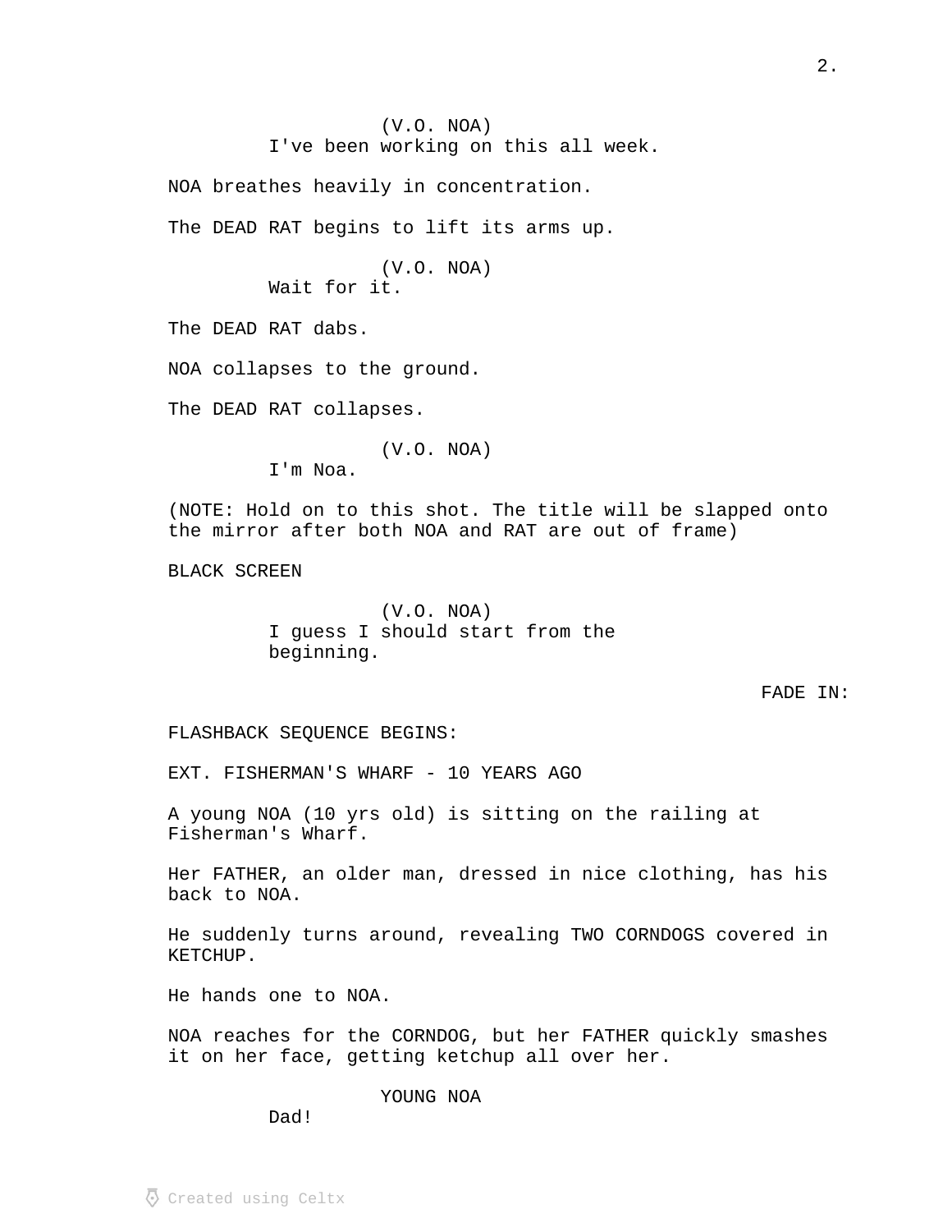(V.O. NOA)
I've been working on this all week.

NOA breathes heavily in concentration.

The DEAD RAT begins to lift its arms up.

(V.O. NOA)
Wait for it.

The DEAD RAT dabs.

NOA collapses to the ground.

The DEAD RAT collapses.

(V.O. NOA)
I'm Noa.

(NOTE: Hold on to this shot. The title will be slapped onto the mirror after both NOA and RAT are out of frame)

BLACK SCREEN

(V.O. NOA)
I guess I should start from the beginning.

FADE IN:

FLASHBACK SEQUENCE BEGINS:

EXT. FISHERMAN'S WHARF - 10 YEARS AGO

A young NOA (10 yrs old) is sitting on the railing at Fisherman's Wharf.

Her FATHER, an older man, dressed in nice clothing, has his back to NOA.

He suddenly turns around, revealing TWO CORNDOGS covered in KETCHUP.

He hands one to NOA.

NOA reaches for the CORNDOG, but her FATHER quickly smashes it on her face, getting ketchup all over her.

YOUNG NOA
Dad!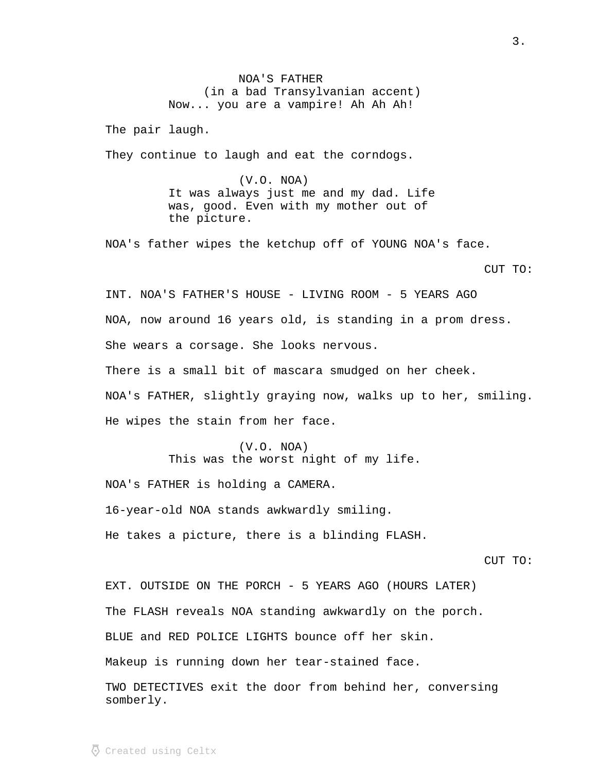NOA'S FATHER
(in a bad Transylvanian accent)
Now... you are a vampire! Ah Ah Ah!

The pair laugh.

They continue to laugh and eat the corndogs.

(V.O. NOA)
It was always just me and my dad. Life was, good. Even with my mother out of the picture.

NOA's father wipes the ketchup off of YOUNG NOA's face.

CUT TO:

INT. NOA'S FATHER'S HOUSE - LIVING ROOM - 5 YEARS AGO

NOA, now around 16 years old, is standing in a prom dress.

She wears a corsage. She looks nervous.

There is a small bit of mascara smudged on her cheek.

NOA's FATHER, slightly graying now, walks up to her, smiling.

He wipes the stain from her face.

(V.O. NOA)
This was the worst night of my life.

NOA's FATHER is holding a CAMERA.

16-year-old NOA stands awkwardly smiling.

He takes a picture, there is a blinding FLASH.

CUT TO:

EXT. OUTSIDE ON THE PORCH - 5 YEARS AGO (HOURS LATER)

The FLASH reveals NOA standing awkwardly on the porch.

BLUE and RED POLICE LIGHTS bounce off her skin.

Makeup is running down her tear-stained face.

TWO DETECTIVES exit the door from behind her, conversing somberly.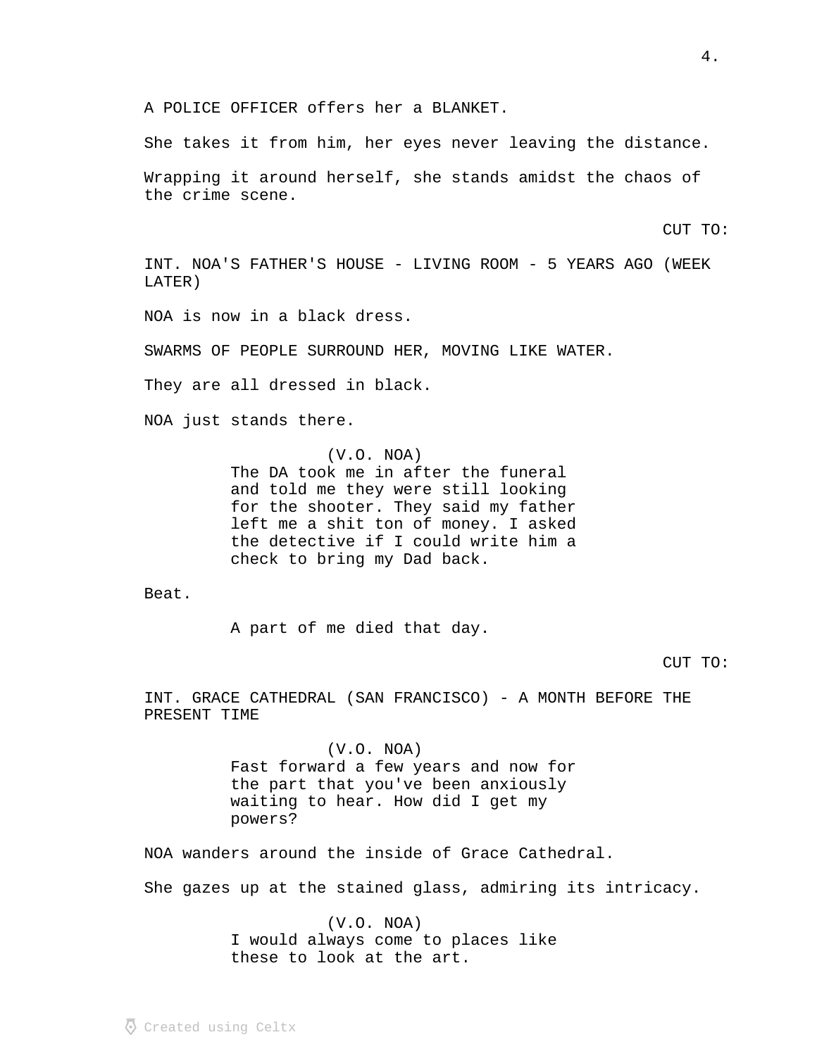A POLICE OFFICER offers her a BLANKET.

She takes it from him, her eyes never leaving the distance.

Wrapping it around herself, she stands amidst the chaos of the crime scene.

CUT TO:

INT. NOA'S FATHER'S HOUSE - LIVING ROOM - 5 YEARS AGO (WEEK LATER)

NOA is now in a black dress.

SWARMS OF PEOPLE SURROUND HER, MOVING LIKE WATER.

They are all dressed in black.

NOA just stands there.

(V.O. NOA)
The DA took me in after the funeral and told me they were still looking for the shooter. They said my father left me a shit ton of money. I asked the detective if I could write him a check to bring my Dad back.

Beat.

A part of me died that day.

CUT TO:

INT. GRACE CATHEDRAL (SAN FRANCISCO) - A MONTH BEFORE THE PRESENT TIME

(V.O. NOA)
Fast forward a few years and now for the part that you've been anxiously waiting to hear. How did I get my powers?

NOA wanders around the inside of Grace Cathedral.

She gazes up at the stained glass, admiring its intricacy.

(V.O. NOA)
I would always come to places like these to look at the art.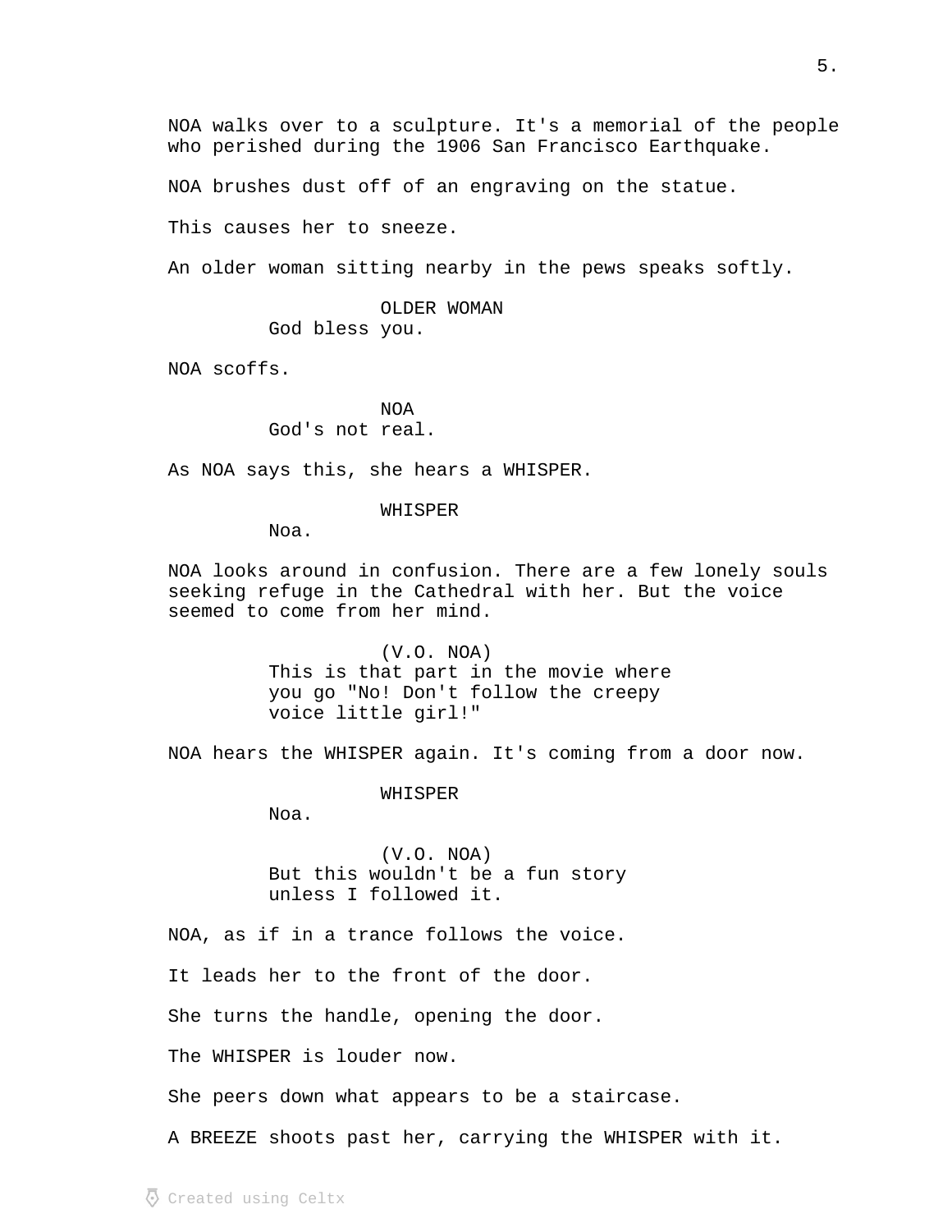NOA walks over to a sculpture. It's a memorial of the people who perished during the 1906 San Francisco Earthquake.

NOA brushes dust off of an engraving on the statue.

This causes her to sneeze.

An older woman sitting nearby in the pews speaks softly.

OLDER WOMAN
God bless you.

NOA scoffs.

NOA
God's not real.

As NOA says this, she hears a WHISPER.

WHISPER
Noa.

NOA looks around in confusion. There are a few lonely souls seeking refuge in the Cathedral with her. But the voice seemed to come from her mind.

(V.O. NOA)
This is that part in the movie where you go "No! Don't follow the creepy voice little girl!"

NOA hears the WHISPER again. It's coming from a door now.

WHISPER
Noa.

(V.O. NOA)
But this wouldn't be a fun story unless I followed it.

NOA, as if in a trance follows the voice.

It leads her to the front of the door.

She turns the handle, opening the door.

The WHISPER is louder now.

She peers down what appears to be a staircase.

A BREEZE shoots past her, carrying the WHISPER with it.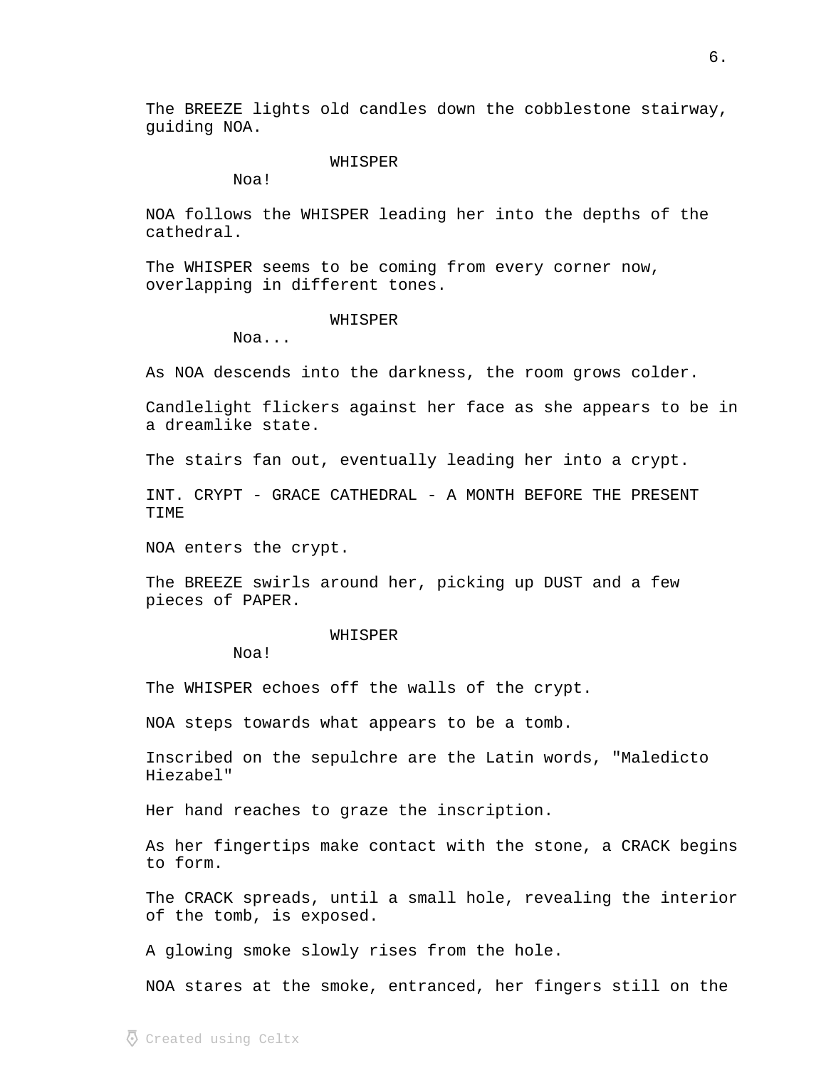The BREEZE lights old candles down the cobblestone stairway, guiding NOA.

WHISPER
Noa!

NOA follows the WHISPER leading her into the depths of the cathedral.

The WHISPER seems to be coming from every corner now, overlapping in different tones.

WHISPER
Noa...

As NOA descends into the darkness, the room grows colder.

Candlelight flickers against her face as she appears to be in a dreamlike state.

The stairs fan out, eventually leading her into a crypt.

INT. CRYPT - GRACE CATHEDRAL - A MONTH BEFORE THE PRESENT TIME

NOA enters the crypt.

The BREEZE swirls around her, picking up DUST and a few pieces of PAPER.

WHISPER
Noa!

The WHISPER echoes off the walls of the crypt.

NOA steps towards what appears to be a tomb.

Inscribed on the sepulchre are the Latin words, "Maledicto Hiezabel"

Her hand reaches to graze the inscription.

As her fingertips make contact with the stone, a CRACK begins to form.

The CRACK spreads, until a small hole, revealing the interior of the tomb, is exposed.

A glowing smoke slowly rises from the hole.

NOA stares at the smoke, entranced, her fingers still on the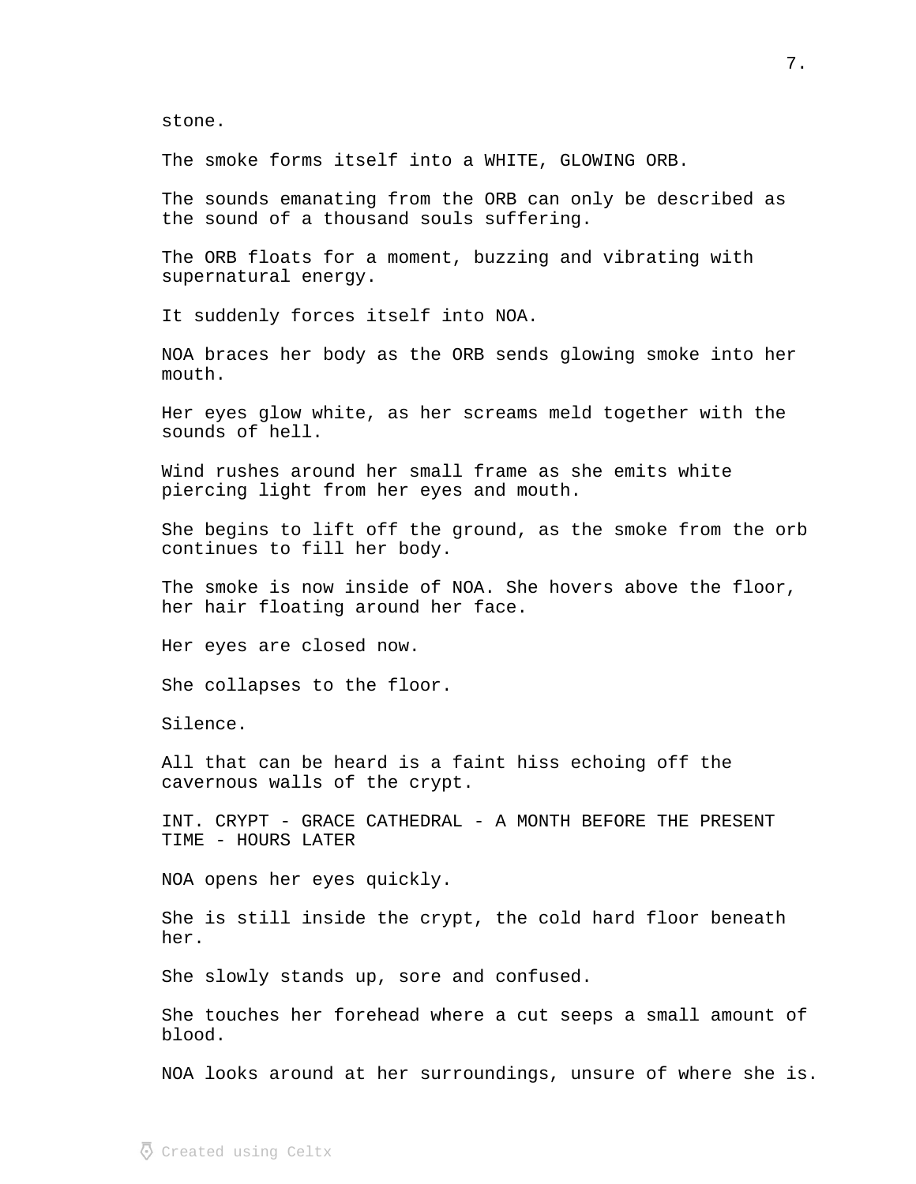stone.

The smoke forms itself into a WHITE, GLOWING ORB.

The sounds emanating from the ORB can only be described as the sound of a thousand souls suffering.

The ORB floats for a moment, buzzing and vibrating with supernatural energy.

It suddenly forces itself into NOA.

NOA braces her body as the ORB sends glowing smoke into her mouth.

Her eyes glow white, as her screams meld together with the sounds of hell.

Wind rushes around her small frame as she emits white piercing light from her eyes and mouth.

She begins to lift off the ground, as the smoke from the orb continues to fill her body.

The smoke is now inside of NOA. She hovers above the floor, her hair floating around her face.

Her eyes are closed now.

She collapses to the floor.

Silence.

All that can be heard is a faint hiss echoing off the cavernous walls of the crypt.

INT. CRYPT - GRACE CATHEDRAL - A MONTH BEFORE THE PRESENT TIME - HOURS LATER

NOA opens her eyes quickly.

She is still inside the crypt, the cold hard floor beneath her.

She slowly stands up, sore and confused.

She touches her forehead where a cut seeps a small amount of blood.

NOA looks around at her surroundings, unsure of where she is.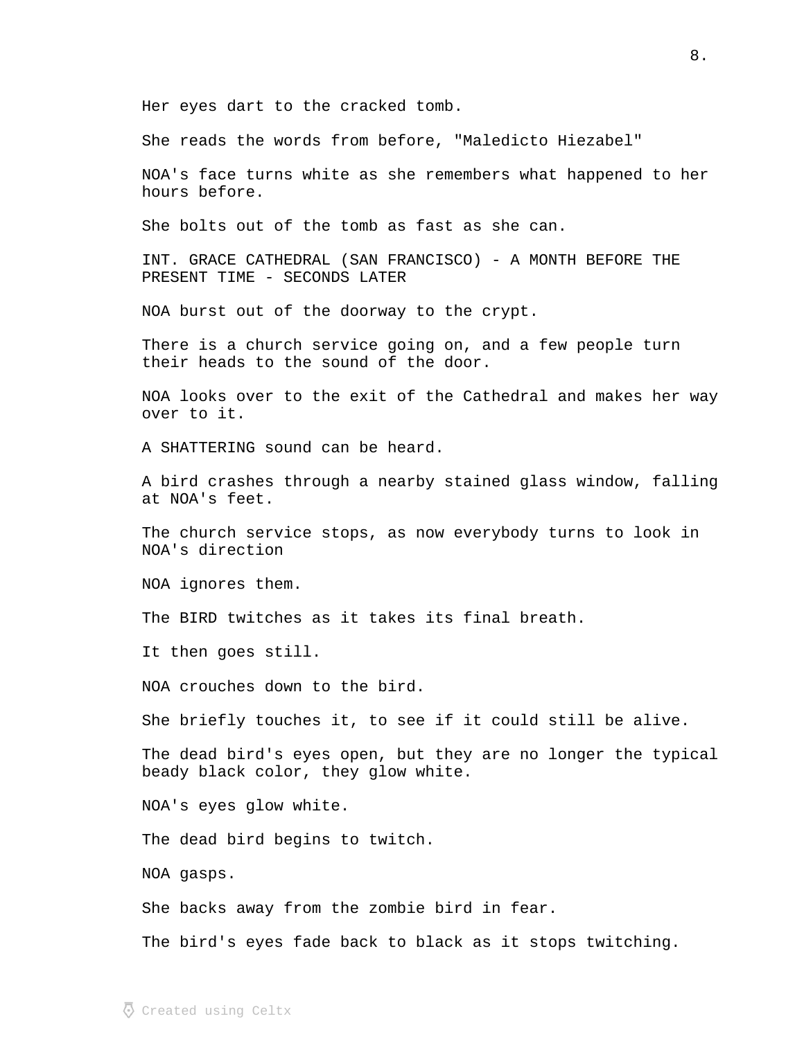Her eyes dart to the cracked tomb.

She reads the words from before, "Maledicto Hiezabel"

NOA's face turns white as she remembers what happened to her hours before.

She bolts out of the tomb as fast as she can.

INT. GRACE CATHEDRAL (SAN FRANCISCO) - A MONTH BEFORE THE PRESENT TIME - SECONDS LATER

NOA burst out of the doorway to the crypt.

There is a church service going on, and a few people turn their heads to the sound of the door.

NOA looks over to the exit of the Cathedral and makes her way over to it.

A SHATTERING sound can be heard.

A bird crashes through a nearby stained glass window, falling at NOA's feet.

The church service stops, as now everybody turns to look in NOA's direction

NOA ignores them.

The BIRD twitches as it takes its final breath.

It then goes still.

NOA crouches down to the bird.

She briefly touches it, to see if it could still be alive.

The dead bird's eyes open, but they are no longer the typical beady black color, they glow white.

NOA's eyes glow white.

The dead bird begins to twitch.

NOA gasps.

She backs away from the zombie bird in fear.

The bird's eyes fade back to black as it stops twitching.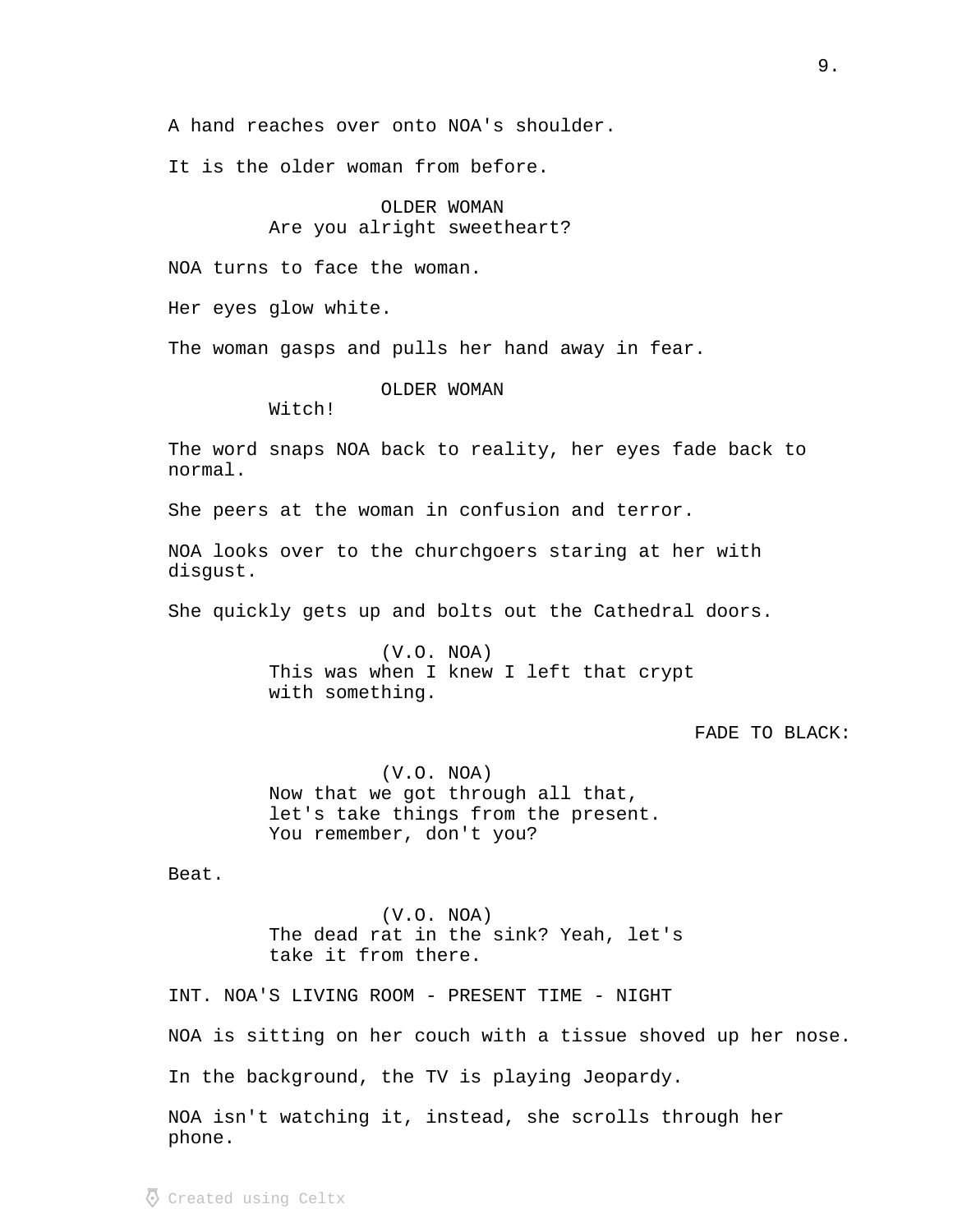A hand reaches over onto NOA's shoulder.

It is the older woman from before.

OLDER WOMAN
Are you alright sweetheart?

NOA turns to face the woman.

Her eyes glow white.

The woman gasps and pulls her hand away in fear.

OLDER WOMAN
Witch!

The word snaps NOA back to reality, her eyes fade back to normal.

She peers at the woman in confusion and terror.

NOA looks over to the churchgoers staring at her with disgust.

She quickly gets up and bolts out the Cathedral doors.

(V.O. NOA)
This was when I knew I left that crypt with something.

FADE TO BLACK:

(V.O. NOA)
Now that we got through all that, let's take things from the present. You remember, don't you?

Beat.

(V.O. NOA)
The dead rat in the sink? Yeah, let's take it from there.

INT. NOA'S LIVING ROOM - PRESENT TIME - NIGHT

NOA is sitting on her couch with a tissue shoved up her nose.

In the background, the TV is playing Jeopardy.

NOA isn't watching it, instead, she scrolls through her phone.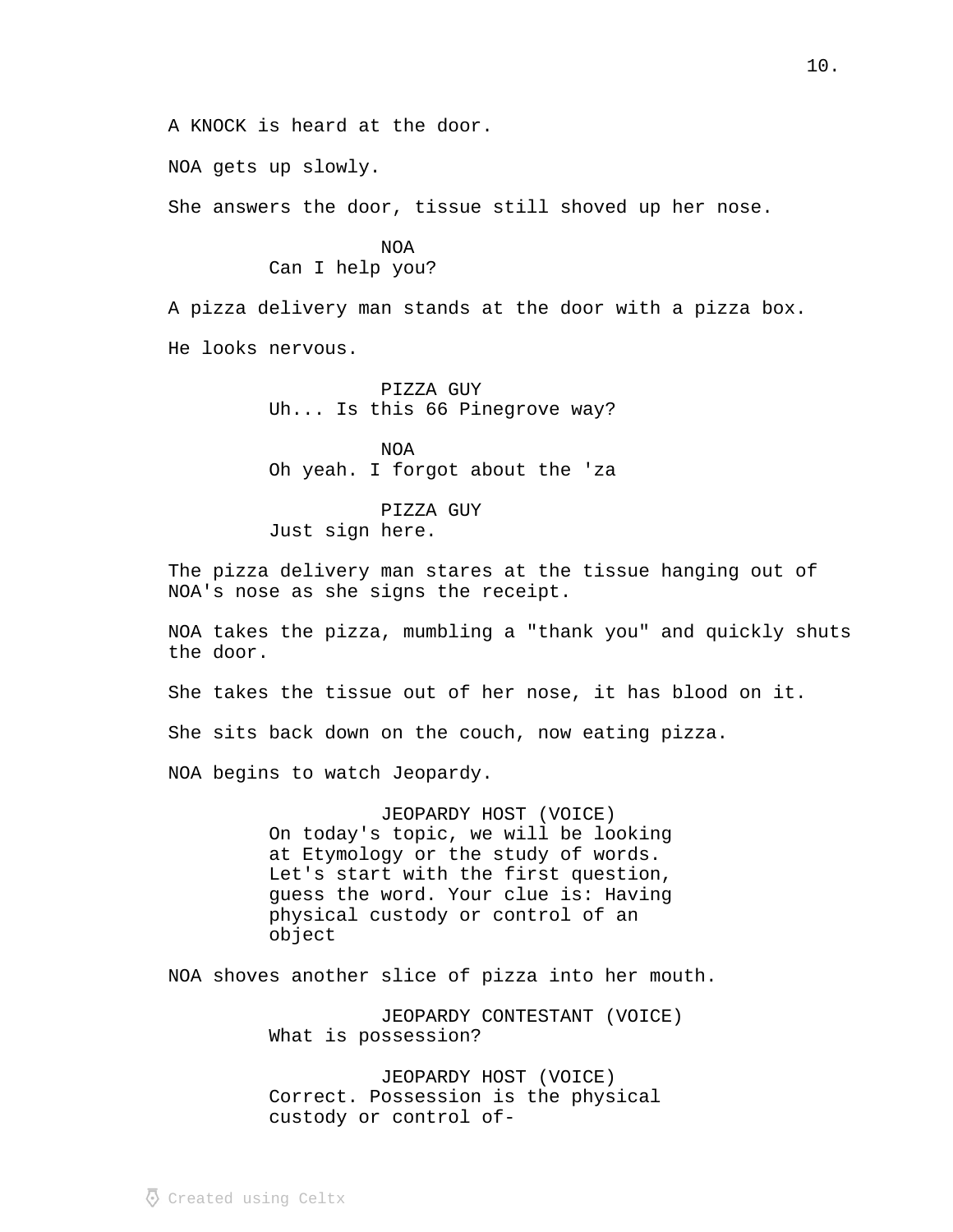A KNOCK is heard at the door.

NOA gets up slowly.

She answers the door, tissue still shoved up her nose.

NOA
Can I help you?

A pizza delivery man stands at the door with a pizza box.

He looks nervous.

PIZZA GUY
Uh... Is this 66 Pinegrove way?

NOA
Oh yeah. I forgot about the 'za

PIZZA GUY
Just sign here.

The pizza delivery man stares at the tissue hanging out of NOA's nose as she signs the receipt.

NOA takes the pizza, mumbling a "thank you" and quickly shuts the door.

She takes the tissue out of her nose, it has blood on it.

She sits back down on the couch, now eating pizza.

NOA begins to watch Jeopardy.

JEOPARDY HOST (VOICE)
On today's topic, we will be looking at Etymology or the study of words. Let's start with the first question, guess the word. Your clue is: Having physical custody or control of an object

NOA shoves another slice of pizza into her mouth.

JEOPARDY CONTESTANT (VOICE)
What is possession?

JEOPARDY HOST (VOICE)
Correct. Possession is the physical custody or control of-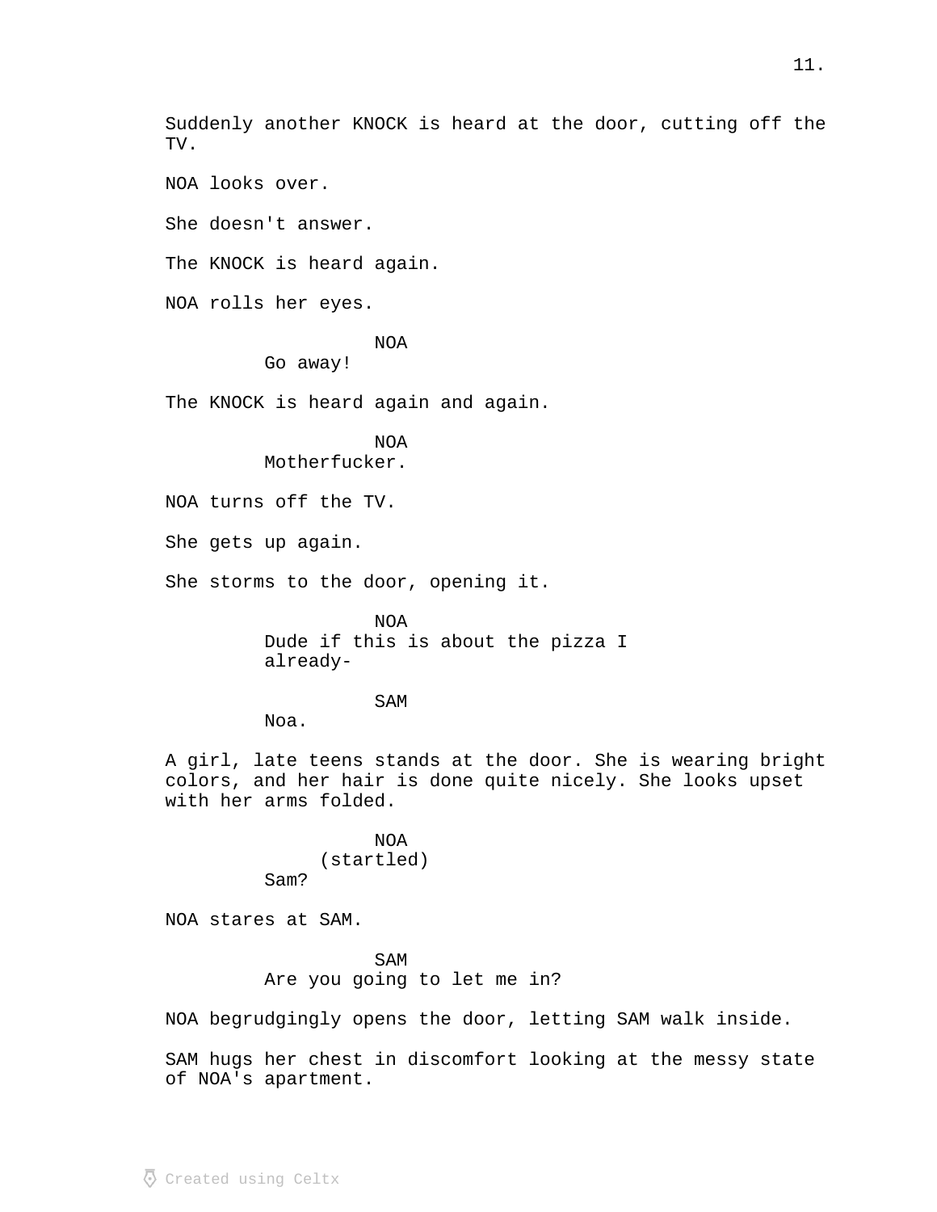Suddenly another KNOCK is heard at the door, cutting off the TV.

NOA looks over.

She doesn't answer.

The KNOCK is heard again.

NOA rolls her eyes.

NOA

Go away!

The KNOCK is heard again and again.

NOA

Motherfucker.

NOA turns off the TV.

She gets up again.

She storms to the door, opening it.

NOA

Dude if this is about the pizza I already-

SAM

Noa.

A girl, late teens stands at the door. She is wearing bright colors, and her hair is done quite nicely. She looks upset with her arms folded.

NOA

(startled)

Sam?

NOA stares at SAM.

SAM

Are you going to let me in?

NOA begrudgingly opens the door, letting SAM walk inside.

SAM hugs her chest in discomfort looking at the messy state of NOA's apartment.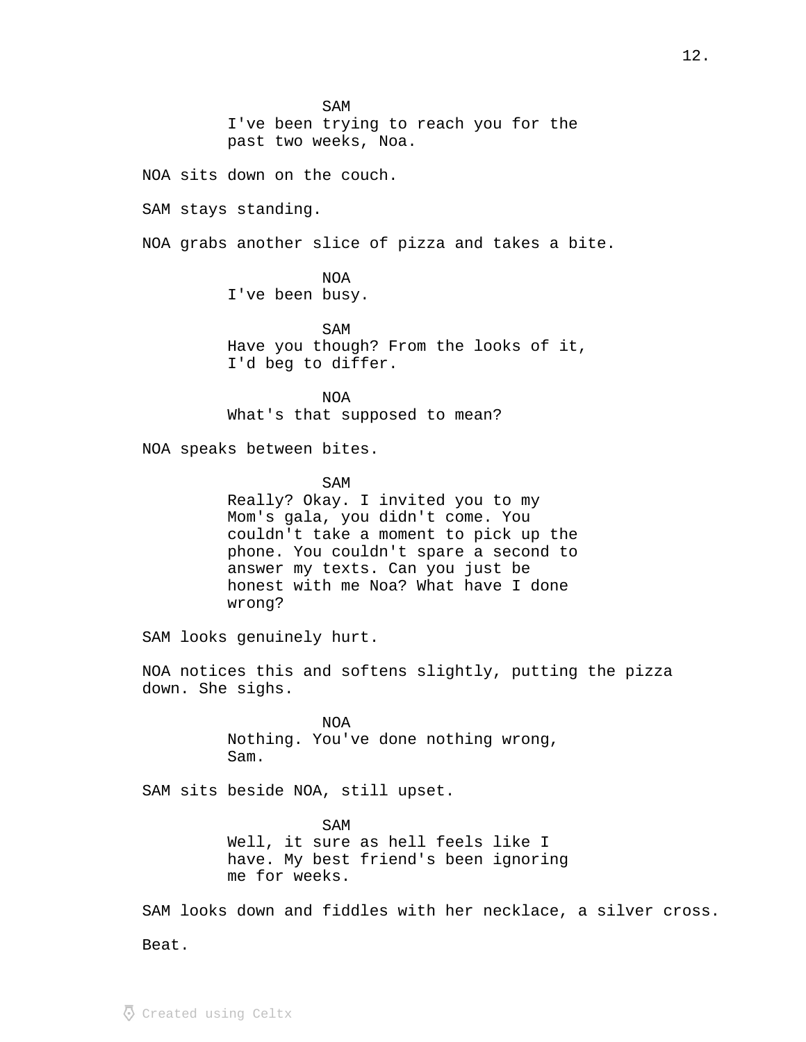SAM

I've been trying to reach you for the past two weeks, Noa.

NOA sits down on the couch.

SAM stays standing.

NOA grabs another slice of pizza and takes a bite.

NOA

I've been busy.

SAM

Have you though? From the looks of it, I'd beg to differ.

NOA

What's that supposed to mean?

NOA speaks between bites.

SAM

Really? Okay. I invited you to my Mom's gala, you didn't come. You couldn't take a moment to pick up the phone. You couldn't spare a second to answer my texts. Can you just be honest with me Noa? What have I done wrong?

SAM looks genuinely hurt.

NOA notices this and softens slightly, putting the pizza down. She sighs.

NOA

Nothing. You've done nothing wrong, Sam.

SAM sits beside NOA, still upset.

SAM

Well, it sure as hell feels like I have. My best friend's been ignoring me for weeks.

SAM looks down and fiddles with her necklace, a silver cross.

Beat.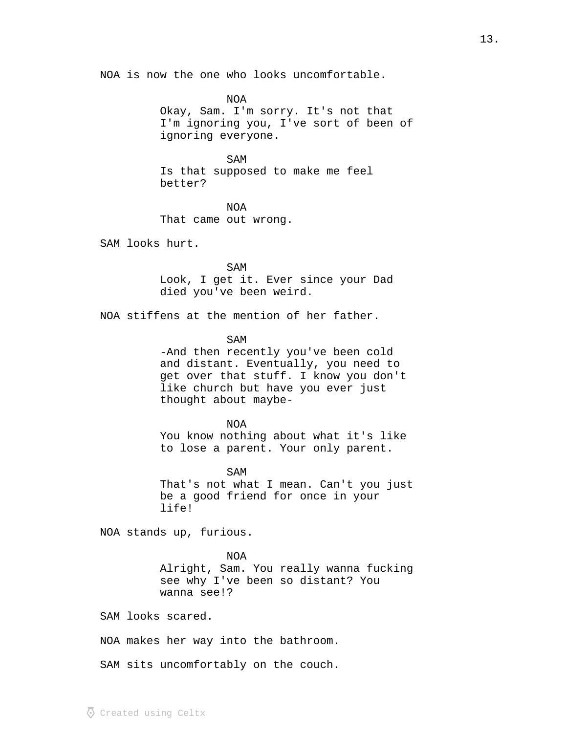NOA is now the one who looks uncomfortable.

NOA
Okay, Sam. I'm sorry. It's not that I'm ignoring you, I've sort of been of ignoring everyone.

SAM
Is that supposed to make me feel better?

NOA
That came out wrong.

SAM looks hurt.

SAM
Look, I get it. Ever since your Dad died you've been weird.

NOA stiffens at the mention of her father.

SAM
-And then recently you've been cold and distant. Eventually, you need to get over that stuff. I know you don't like church but have you ever just thought about maybe-

NOA
You know nothing about what it's like to lose a parent. Your only parent.

SAM
That's not what I mean. Can't you just be a good friend for once in your life!

NOA stands up, furious.

NOA
Alright, Sam. You really wanna fucking see why I've been so distant? You wanna see!?

SAM looks scared.

NOA makes her way into the bathroom.

SAM sits uncomfortably on the couch.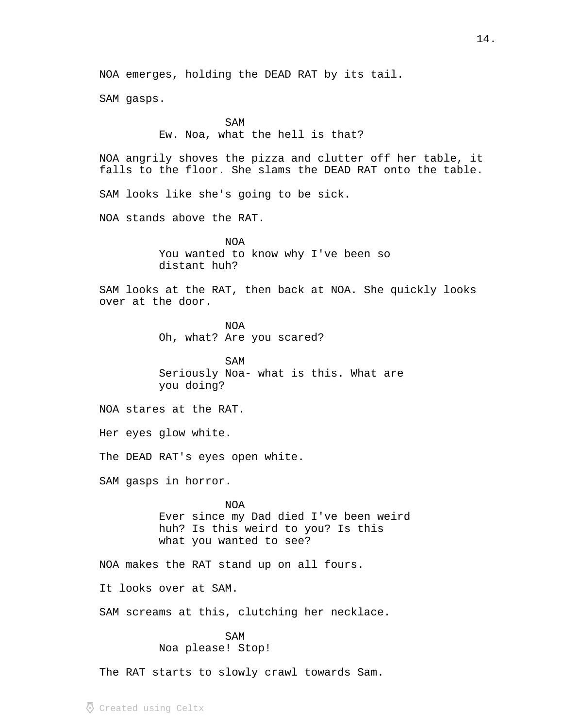NOA emerges, holding the DEAD RAT by its tail.

SAM gasps.

SAM
Ew. Noa, what the hell is that?

NOA angrily shoves the pizza and clutter off her table, it falls to the floor. She slams the DEAD RAT onto the table.

SAM looks like she's going to be sick.

NOA stands above the RAT.

NOA
You wanted to know why I've been so distant huh?

SAM looks at the RAT, then back at NOA. She quickly looks over at the door.

NOA
Oh, what? Are you scared?

SAM
Seriously Noa- what is this. What are you doing?

NOA stares at the RAT.

Her eyes glow white.

The DEAD RAT's eyes open white.

SAM gasps in horror.

NOA
Ever since my Dad died I've been weird huh? Is this weird to you? Is this what you wanted to see?

NOA makes the RAT stand up on all fours.

It looks over at SAM.

SAM screams at this, clutching her necklace.

SAM
Noa please! Stop!

The RAT starts to slowly crawl towards Sam.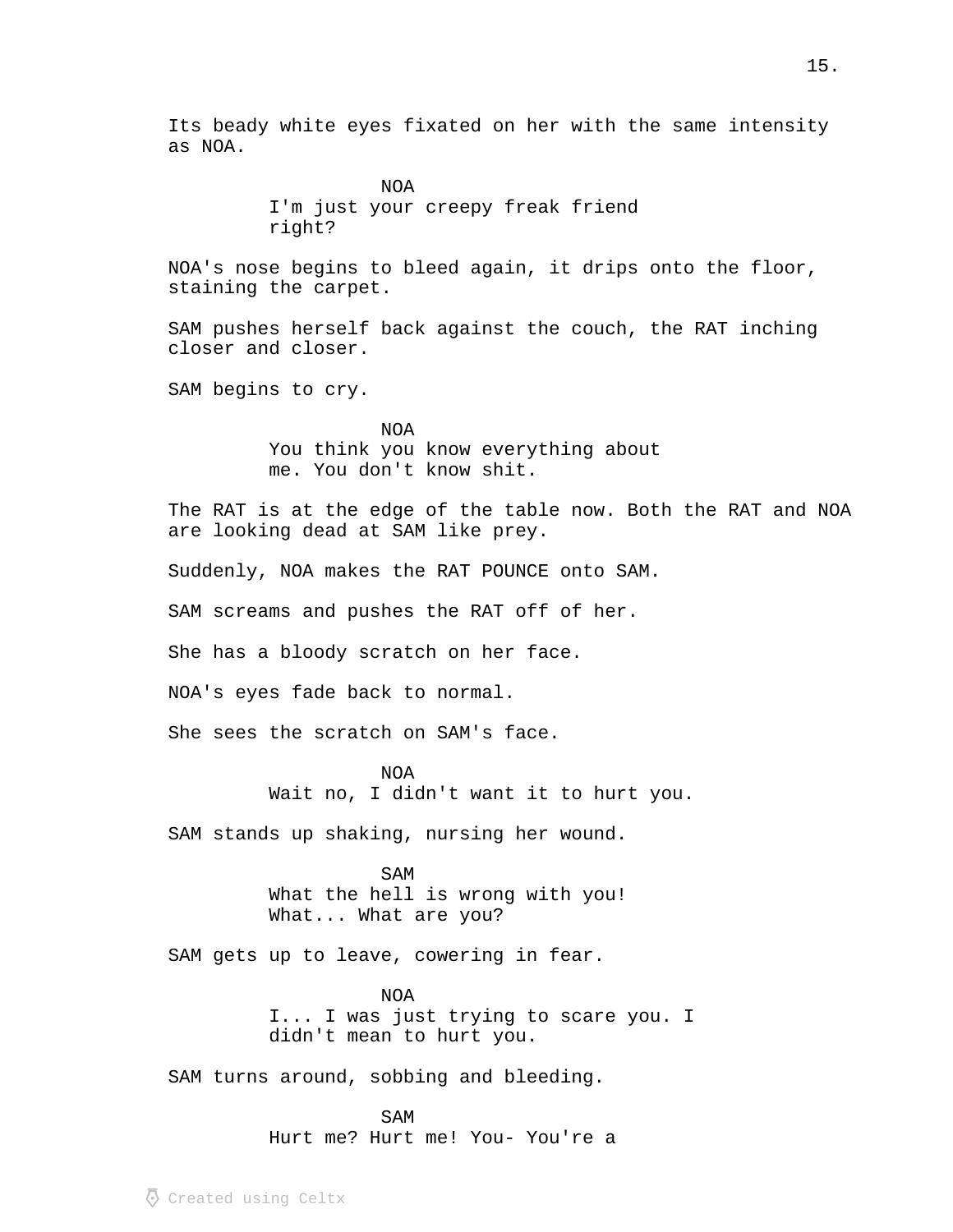Its beady white eyes fixated on her with the same intensity as NOA.

NOA
I'm just your creepy freak friend right?

NOA's nose begins to bleed again, it drips onto the floor, staining the carpet.

SAM pushes herself back against the couch, the RAT inching closer and closer.

SAM begins to cry.

NOA
You think you know everything about me. You don't know shit.

The RAT is at the edge of the table now. Both the RAT and NOA are looking dead at SAM like prey.

Suddenly, NOA makes the RAT POUNCE onto SAM.

SAM screams and pushes the RAT off of her.

She has a bloody scratch on her face.

NOA's eyes fade back to normal.

She sees the scratch on SAM's face.

NOA
Wait no, I didn't want it to hurt you.

SAM stands up shaking, nursing her wound.

SAM
What the hell is wrong with you! What... What are you?

SAM gets up to leave, cowering in fear.

NOA
I... I was just trying to scare you. I didn't mean to hurt you.

SAM turns around, sobbing and bleeding.

SAM
Hurt me? Hurt me! You- You're a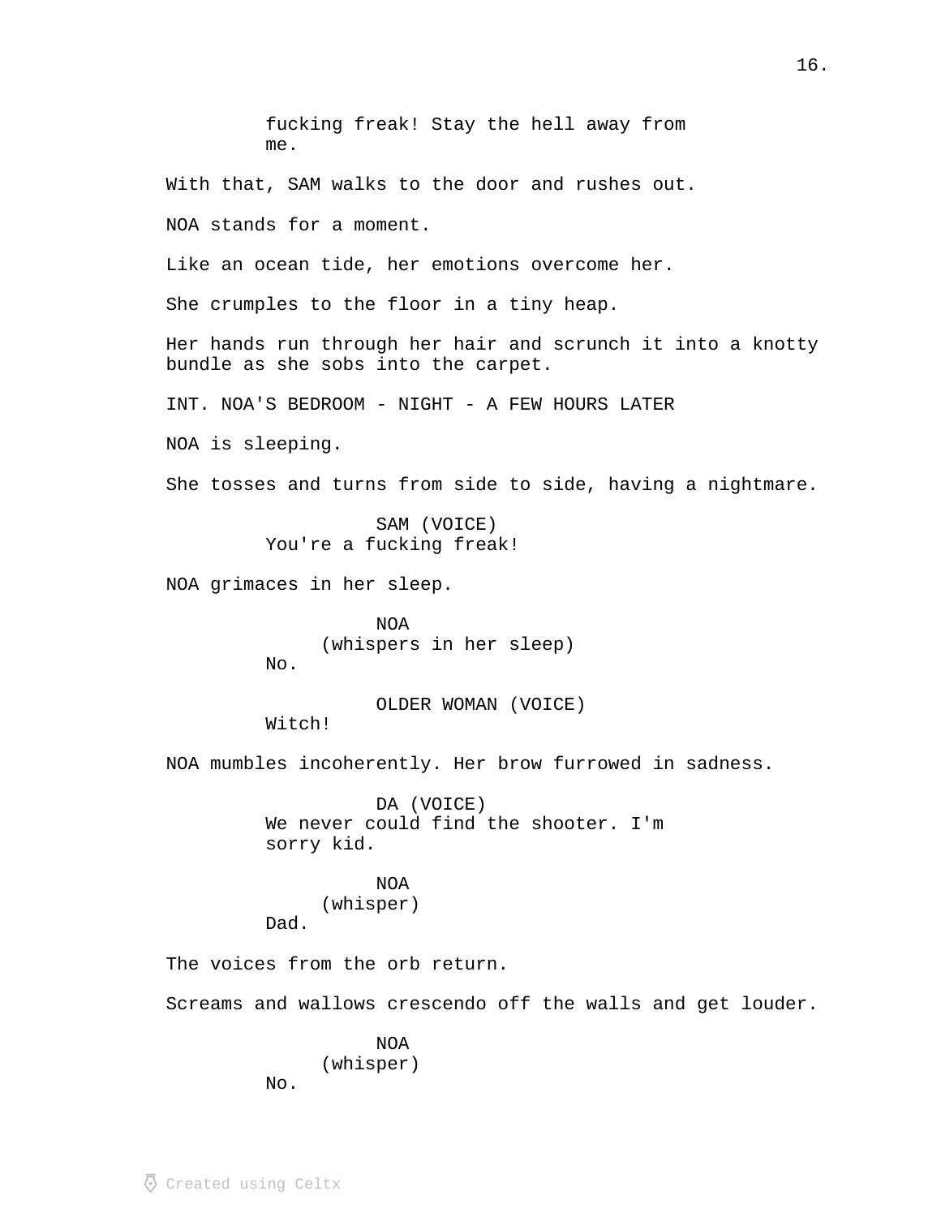fucking freak! Stay the hell away from me.

With that, SAM walks to the door and rushes out.

NOA stands for a moment.

Like an ocean tide, her emotions overcome her.

She crumples to the floor in a tiny heap.

Her hands run through her hair and scrunch it into a knotty bundle as she sobs into the carpet.

INT. NOA'S BEDROOM - NIGHT - A FEW HOURS LATER

NOA is sleeping.

She tosses and turns from side to side, having a nightmare.

SAM (VOICE)
You're a fucking freak!

NOA grimaces in her sleep.

NOA
(whispers in her sleep)
No.

OLDER WOMAN (VOICE)
Witch!

NOA mumbles incoherently. Her brow furrowed in sadness.

DA (VOICE)
We never could find the shooter. I'm sorry kid.

NOA
(whisper)
Dad.

The voices from the orb return.

Screams and wallows crescendo off the walls and get louder.

NOA
(whisper)
No.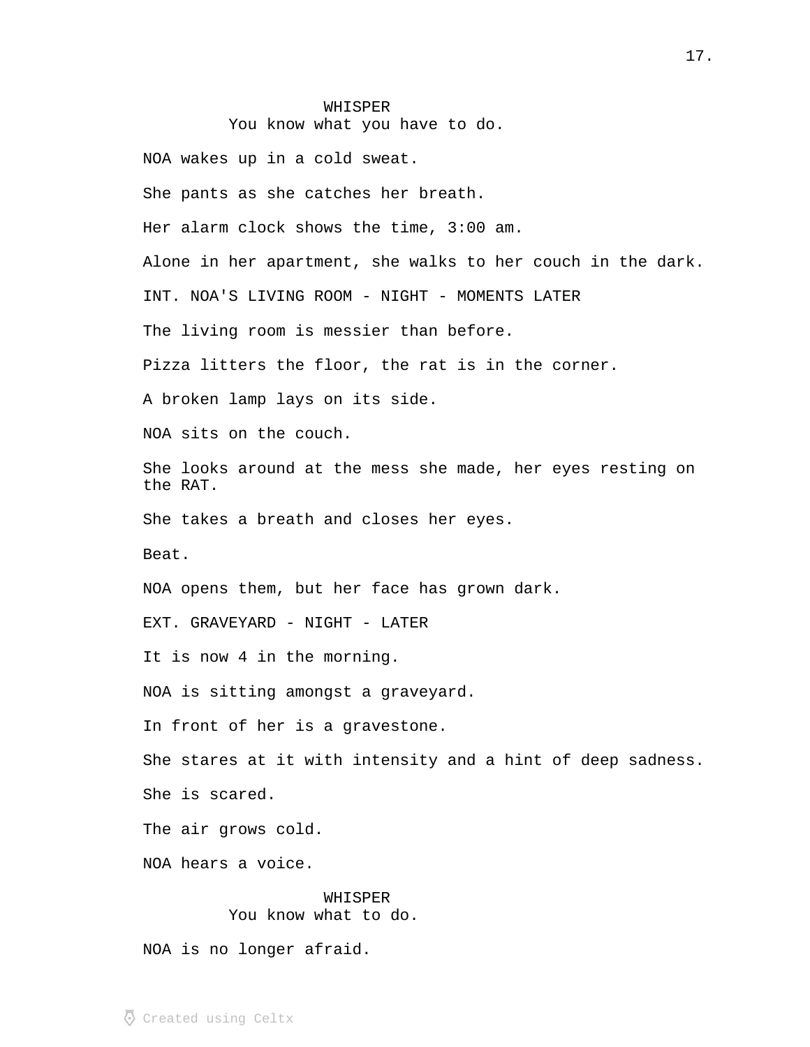WHISPER
You know what you have to do.

NOA wakes up in a cold sweat.

She pants as she catches her breath.

Her alarm clock shows the time, 3:00 am.

Alone in her apartment, she walks to her couch in the dark.

INT. NOA'S LIVING ROOM - NIGHT - MOMENTS LATER

The living room is messier than before.

Pizza litters the floor, the rat is in the corner.

A broken lamp lays on its side.

NOA sits on the couch.

She looks around at the mess she made, her eyes resting on the RAT.

She takes a breath and closes her eyes.

Beat.

NOA opens them, but her face has grown dark.

EXT. GRAVEYARD - NIGHT - LATER

It is now 4 in the morning.

NOA is sitting amongst a graveyard.

In front of her is a gravestone.

She stares at it with intensity and a hint of deep sadness.

She is scared.

The air grows cold.

NOA hears a voice.

WHISPER
You know what to do.

NOA is no longer afraid.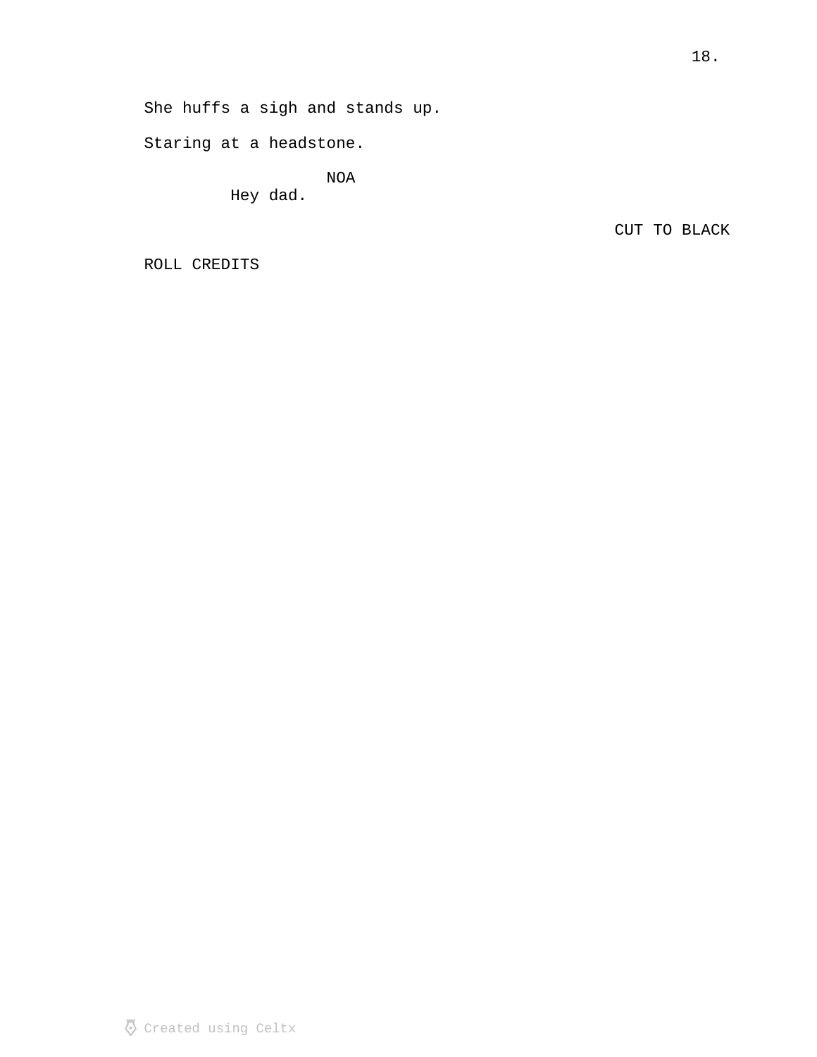She huffs a sigh and stands up.

Staring at a headstone.

NOA
Hey dad.

CUT TO BLACK

ROLL CREDITS